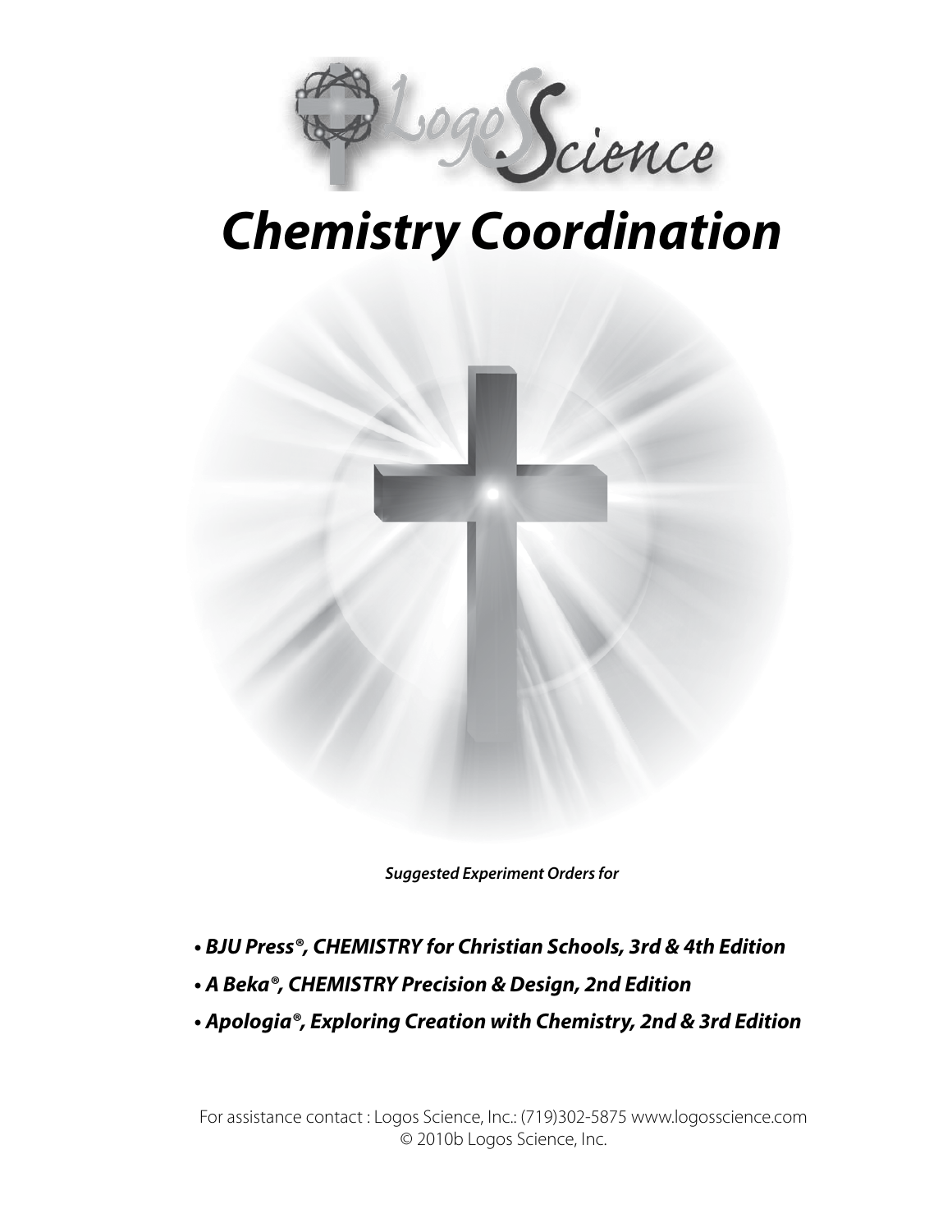Logos Science

# *Chemistry Coordination*

***Suggested Experiment Orders for***

- ***BJU Press®, CHEMISTRY for Christian Schools, 3rd & 4th Edition***
- ***A Beka®, CHEMISTRY Precision & Design, 2nd Edition***
- ***Apologia®, Exploring Creation with Chemistry, 2nd & 3rd Edition***

For assistance contact : Logos Science, Inc.: (719)302-5875 www.logosscience.com
© 2010b Logos Science, Inc.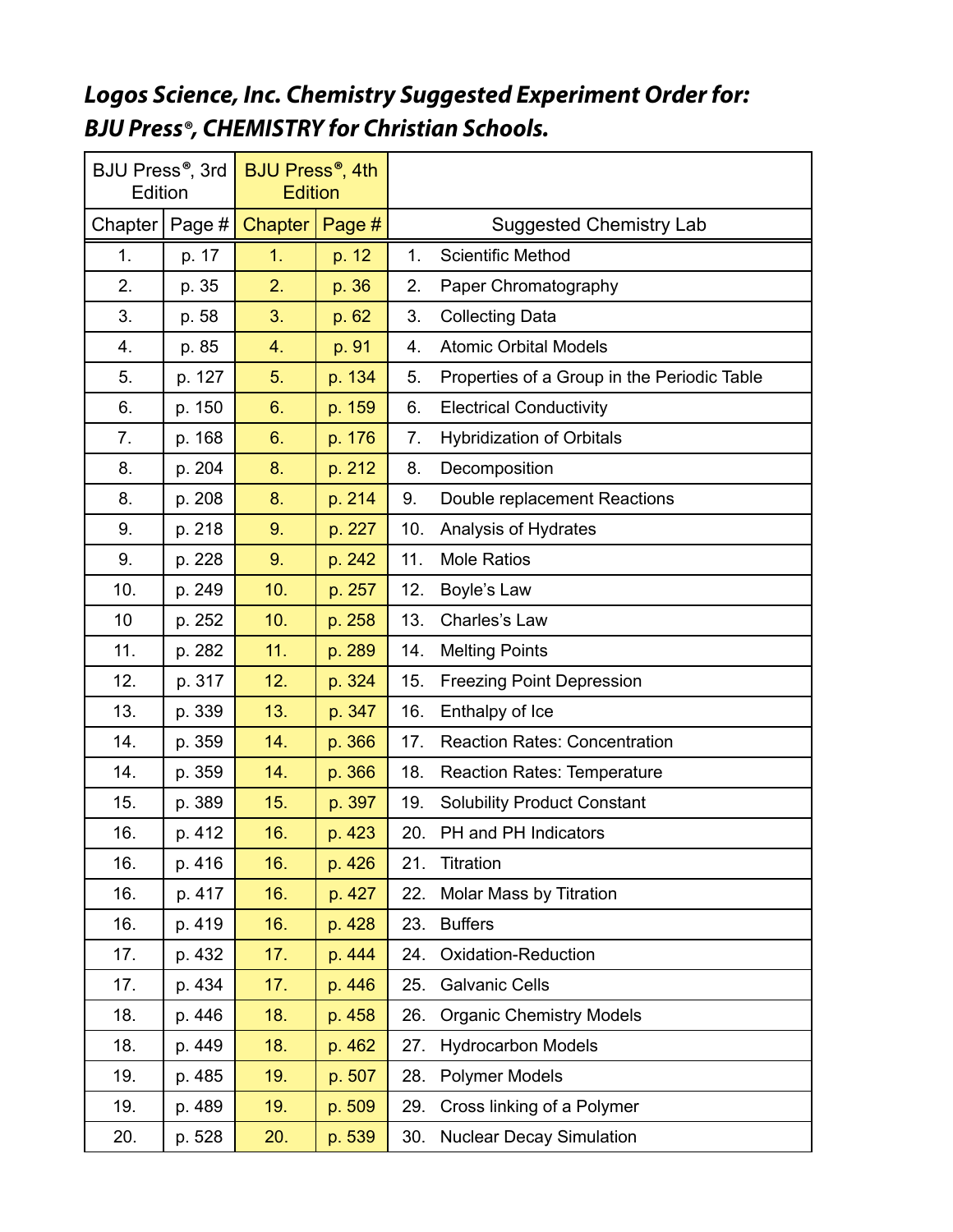## *Logos Science, Inc. Chemistry Suggested Experiment Order for: BJU Press®, CHEMISTRY for Christian Schools.*

| BJU Press®, 3rd Edition | | BJU Press®, 4th Edition | | |
|---|---|---|---|---|
| Chapter | Page # | Chapter | Page # | Suggested Chemistry Lab |
| 1. | p. 17 | 1. | p. 12 | 1. Scientific Method |
| 2. | p. 35 | 2. | p. 36 | 2. Paper Chromatography |
| 3. | p. 58 | 3. | p. 62 | 3. Collecting Data |
| 4. | p. 85 | 4. | p. 91 | 4. Atomic Orbital Models |
| 5. | p. 127 | 5. | p. 134 | 5. Properties of a Group in the Periodic Table |
| 6. | p. 150 | 6. | p. 159 | 6. Electrical Conductivity |
| 7. | p. 168 | 6. | p. 176 | 7. Hybridization of Orbitals |
| 8. | p. 204 | 8. | p. 212 | 8. Decomposition |
| 8. | p. 208 | 8. | p. 214 | 9. Double replacement Reactions |
| 9. | p. 218 | 9. | p. 227 | 10. Analysis of Hydrates |
| 9. | p. 228 | 9. | p. 242 | 11. Mole Ratios |
| 10. | p. 249 | 10. | p. 257 | 12. Boyle's Law |
| 10 | p. 252 | 10. | p. 258 | 13. Charles's Law |
| 11. | p. 282 | 11. | p. 289 | 14. Melting Points |
| 12. | p. 317 | 12. | p. 324 | 15. Freezing Point Depression |
| 13. | p. 339 | 13. | p. 347 | 16. Enthalpy of Ice |
| 14. | p. 359 | 14. | p. 366 | 17. Reaction Rates: Concentration |
| 14. | p. 359 | 14. | p. 366 | 18. Reaction Rates: Temperature |
| 15. | p. 389 | 15. | p. 397 | 19. Solubility Product Constant |
| 16. | p. 412 | 16. | p. 423 | 20. PH and PH Indicators |
| 16. | p. 416 | 16. | p. 426 | 21. Titration |
| 16. | p. 417 | 16. | p. 427 | 22. Molar Mass by Titration |
| 16. | p. 419 | 16. | p. 428 | 23. Buffers |
| 17. | p. 432 | 17. | p. 444 | 24. Oxidation-Reduction |
| 17. | p. 434 | 17. | p. 446 | 25. Galvanic Cells |
| 18. | p. 446 | 18. | p. 458 | 26. Organic Chemistry Models |
| 18. | p. 449 | 18. | p. 462 | 27. Hydrocarbon Models |
| 19. | p. 485 | 19. | p. 507 | 28. Polymer Models |
| 19. | p. 489 | 19. | p. 509 | 29. Cross linking of a Polymer |
| 20. | p. 528 | 20. | p. 539 | 30. Nuclear Decay Simulation |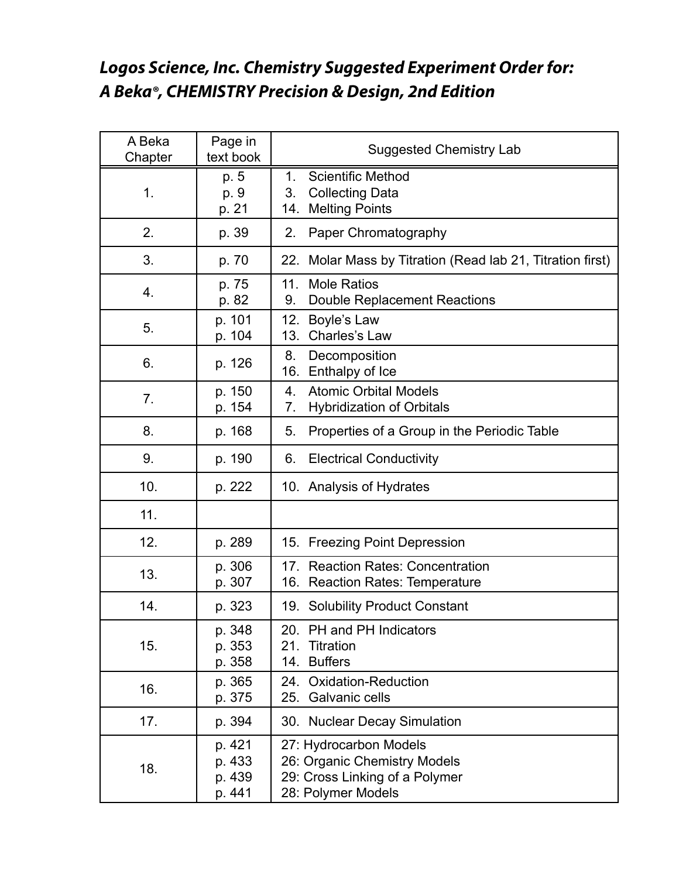## *Logos Science, Inc. Chemistry Suggested Experiment Order for: A Beka®, CHEMISTRY Precision & Design, 2nd Edition*

| A Beka Chapter | Page in text book | Suggested Chemistry Lab |
|---|---|---|
| 1. | p. 5<br>p. 9<br>p. 21 | 1. Scientific Method<br>3. Collecting Data<br>14. Melting Points |
| 2. | p. 39 | 2. Paper Chromatography |
| 3. | p. 70 | 22. Molar Mass by Titration (Read lab 21, Titration first) |
| 4. | p. 75<br>p. 82 | 11. Mole Ratios<br>9. Double Replacement Reactions |
| 5. | p. 101<br>p. 104 | 12. Boyle's Law<br>13. Charles's Law |
| 6. | p. 126 | 8. Decomposition<br>16. Enthalpy of Ice |
| 7. | p. 150<br>p. 154 | 4. Atomic Orbital Models<br>7. Hybridization of Orbitals |
| 8. | p. 168 | 5. Properties of a Group in the Periodic Table |
| 9. | p. 190 | 6. Electrical Conductivity |
| 10. | p. 222 | 10. Analysis of Hydrates |
| 11. | | |
| 12. | p. 289 | 15. Freezing Point Depression |
| 13. | p. 306<br>p. 307 | 17. Reaction Rates: Concentration<br>16. Reaction Rates: Temperature |
| 14. | p. 323 | 19. Solubility Product Constant |
| 15. | p. 348<br>p. 353<br>p. 358 | 20. PH and PH Indicators<br>21. Titration<br>14. Buffers |
| 16. | p. 365<br>p. 375 | 24. Oxidation-Reduction<br>25. Galvanic cells |
| 17. | p. 394 | 30. Nuclear Decay Simulation |
| 18. | p. 421<br>p. 433<br>p. 439<br>p. 441 | 27: Hydrocarbon Models<br>26: Organic Chemistry Models<br>29: Cross Linking of a Polymer<br>28: Polymer Models |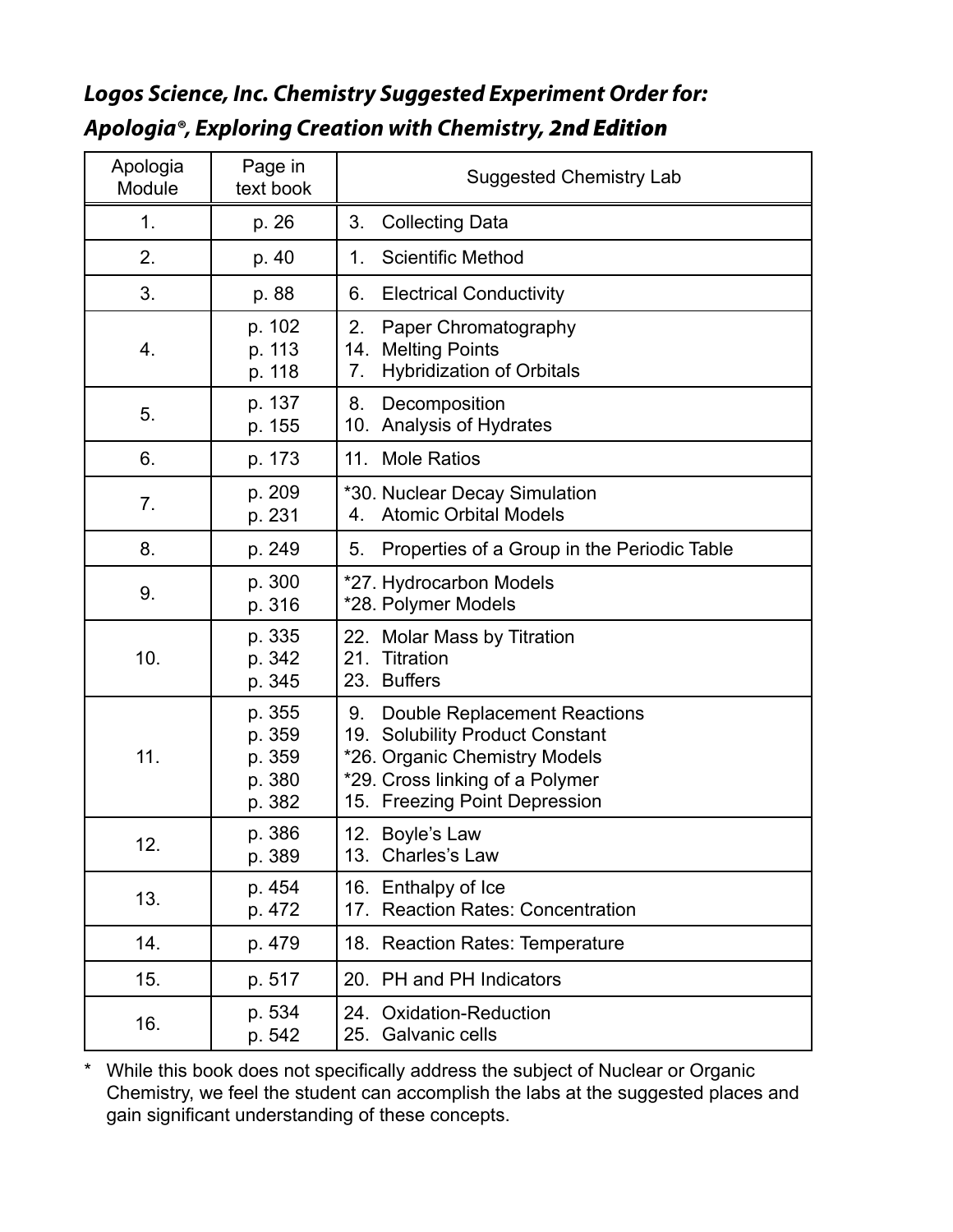***Logos Science, Inc. Chemistry Suggested Experiment Order for:***

***Apologia®, Exploring Creation with Chemistry, 2nd Edition***

| Apologia Module | Page in text book | Suggested Chemistry Lab |
|---|---|---|
| 1. | p. 26 | 3. Collecting Data |
| 2. | p. 40 | 1. Scientific Method |
| 3. | p. 88 | 6. Electrical Conductivity |
| 4. | p. 102<br>p. 113<br>p. 118 | 2. Paper Chromatography<br>14. Melting Points<br>7. Hybridization of Orbitals |
| 5. | p. 137<br>p. 155 | 8. Decomposition<br>10. Analysis of Hydrates |
| 6. | p. 173 | 11. Mole Ratios |
| 7. | p. 209<br>p. 231 | *30. Nuclear Decay Simulation<br>4. Atomic Orbital Models |
| 8. | p. 249 | 5. Properties of a Group in the Periodic Table |
| 9. | p. 300<br>p. 316 | *27. Hydrocarbon Models<br>*28. Polymer Models |
| 10. | p. 335<br>p. 342<br>p. 345 | 22. Molar Mass by Titration<br>21. Titration<br>23. Buffers |
| 11. | p. 355<br>p. 359<br>p. 359<br>p. 380<br>p. 382 | 9. Double Replacement Reactions<br>19. Solubility Product Constant<br>*26. Organic Chemistry Models<br>*29. Cross linking of a Polymer<br>15. Freezing Point Depression |
| 12. | p. 386<br>p. 389 | 12. Boyle's Law<br>13. Charles's Law |
| 13. | p. 454<br>p. 472 | 16. Enthalpy of Ice<br>17. Reaction Rates: Concentration |
| 14. | p. 479 | 18. Reaction Rates: Temperature |
| 15. | p. 517 | 20. PH and PH Indicators |
| 16. | p. 534<br>p. 542 | 24. Oxidation-Reduction<br>25. Galvanic cells |

\* While this book does not specifically address the subject of Nuclear or Organic Chemistry, we feel the student can accomplish the labs at the suggested places and gain significant understanding of these concepts.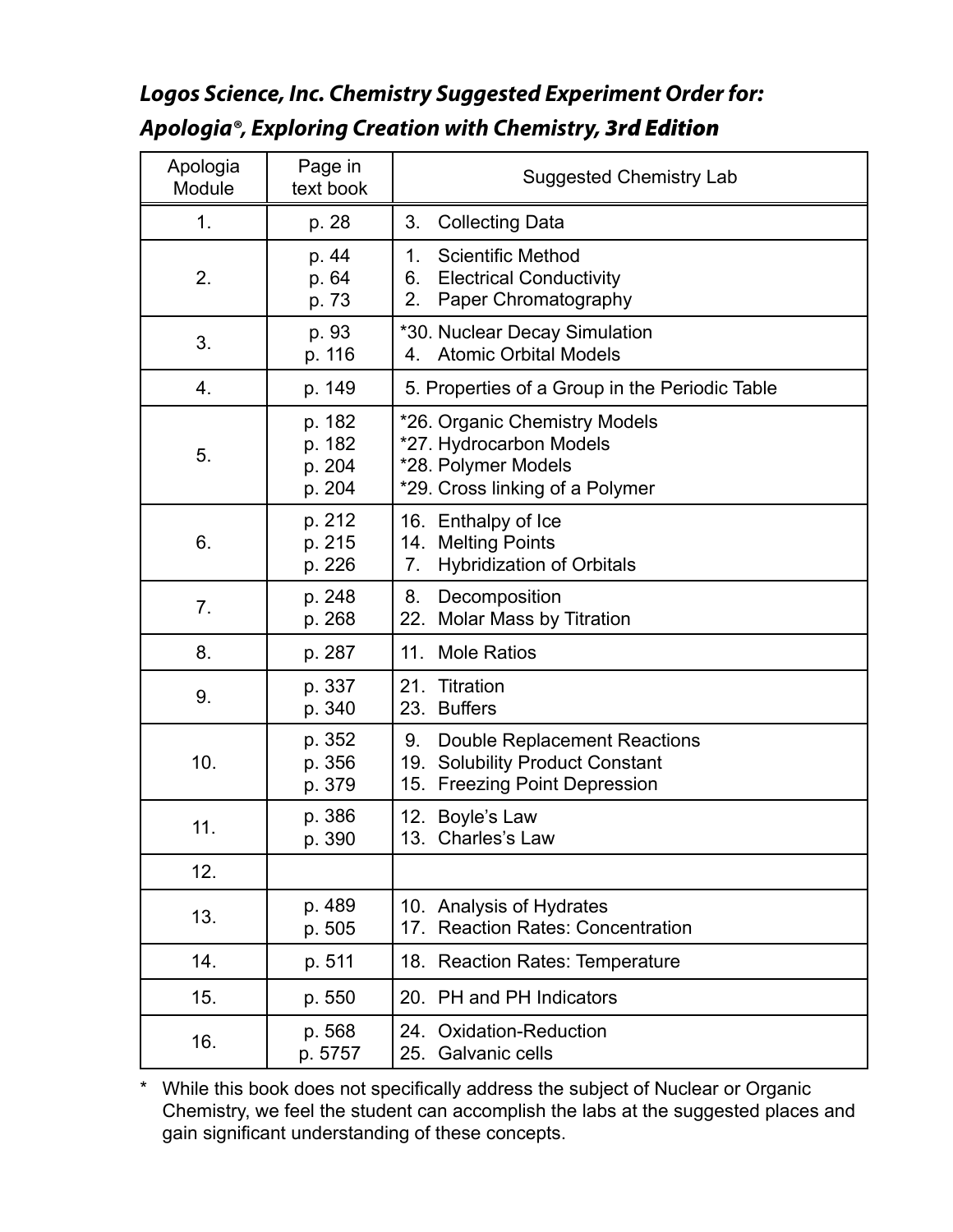## *Logos Science, Inc. Chemistry Suggested Experiment Order for: Apologia®, Exploring Creation with Chemistry, 3rd Edition*

| Apologia Module | Page in text book | Suggested Chemistry Lab |
|---|---|---|
| 1. | p. 28 | 3. Collecting Data |
| 2. | p. 44<br>p. 64<br>p. 73 | 1. Scientific Method<br>6. Electrical Conductivity<br>2. Paper Chromatography |
| 3. | p. 93<br>p. 116 | *30. Nuclear Decay Simulation<br>4. Atomic Orbital Models |
| 4. | p. 149 | 5. Properties of a Group in the Periodic Table |
| 5. | p. 182<br>p. 182<br>p. 204<br>p. 204 | *26. Organic Chemistry Models<br>*27. Hydrocarbon Models<br>*28. Polymer Models<br>*29. Cross linking of a Polymer |
| 6. | p. 212<br>p. 215<br>p. 226 | 16. Enthalpy of Ice<br>14. Melting Points<br>7. Hybridization of Orbitals |
| 7. | p. 248<br>p. 268 | 8. Decomposition<br>22. Molar Mass by Titration |
| 8. | p. 287 | 11. Mole Ratios |
| 9. | p. 337<br>p. 340 | 21. Titration<br>23. Buffers |
| 10. | p. 352<br>p. 356<br>p. 379 | 9. Double Replacement Reactions<br>19. Solubility Product Constant<br>15. Freezing Point Depression |
| 11. | p. 386<br>p. 390 | 12. Boyle's Law<br>13. Charles's Law |
| 12. | | |
| 13. | p. 489<br>p. 505 | 10. Analysis of Hydrates<br>17. Reaction Rates: Concentration |
| 14. | p. 511 | 18. Reaction Rates: Temperature |
| 15. | p. 550 | 20. PH and PH Indicators |
| 16. | p. 568<br>p. 5757 | 24. Oxidation-Reduction<br>25. Galvanic cells |

\* While this book does not specifically address the subject of Nuclear or Organic Chemistry, we feel the student can accomplish the labs at the suggested places and gain significant understanding of these concepts.